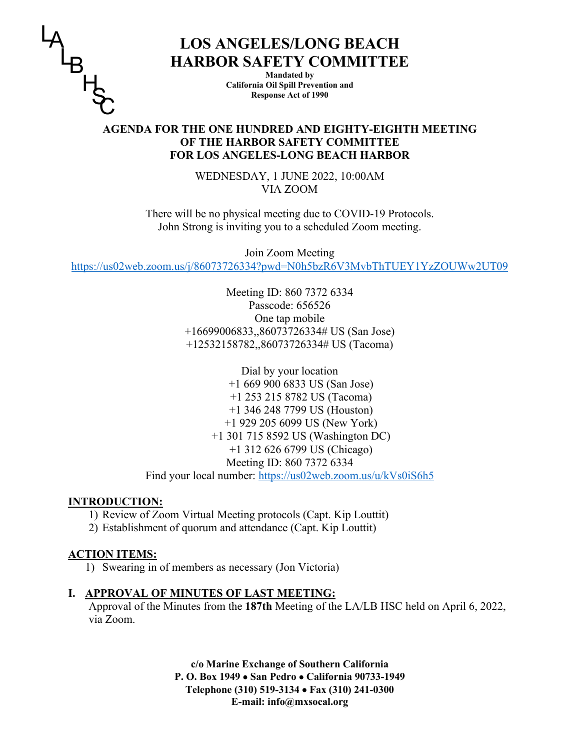LA LB HSC

# LOS ANGELES/LONG BEACH HARBOR SAFETY COMMITTEE

**Mandated by California Oil Spill Prevention and Response Act of 1990**

## AGENDA FOR THE ONE HUNDRED AND EIGHTY-EIGHTH MEETING OF THE HARBOR SAFETY COMMITTEE FOR LOS ANGELES-LONG BEACH HARBOR

WEDNESDAY, 1 JUNE 2022, 10:00AM
VIA ZOOM

There will be no physical meeting due to COVID-19 Protocols.
John Strong is inviting you to a scheduled Zoom meeting.

Join Zoom Meeting
https://us02web.zoom.us/j/86073726334?pwd=N0h5bzR6V3MvbThTUEY1YzZOUWw2UT09

Meeting ID: 860 7372 6334
Passcode: 656526
One tap mobile
+16699006833,,86073726334# US (San Jose)
+12532158782,,86073726334# US (Tacoma)

Dial by your location
+1 669 900 6833 US (San Jose)
+1 253 215 8782 US (Tacoma)
+1 346 248 7799 US (Houston)
+1 929 205 6099 US (New York)
+1 301 715 8592 US (Washington DC)
+1 312 626 6799 US (Chicago)
Meeting ID: 860 7372 6334
Find your local number: https://us02web.zoom.us/u/kVs0iS6h5

**INTRODUCTION:**

1) Review of Zoom Virtual Meeting protocols (Capt. Kip Louttit)
2) Establishment of quorum and attendance (Capt. Kip Louttit)

**ACTION ITEMS:**

1) Swearing in of members as necessary (Jon Victoria)

**I. APPROVAL OF MINUTES OF LAST MEETING:**

Approval of the Minutes from the **187th** Meeting of the LA/LB HSC held on April 6, 2022, via Zoom.

**c/o Marine Exchange of Southern California**
**P. O. Box 1949 • San Pedro • California 90733-1949**
**Telephone (310) 519-3134 • Fax (310) 241-0300**
**E-mail: info@mxsocal.org**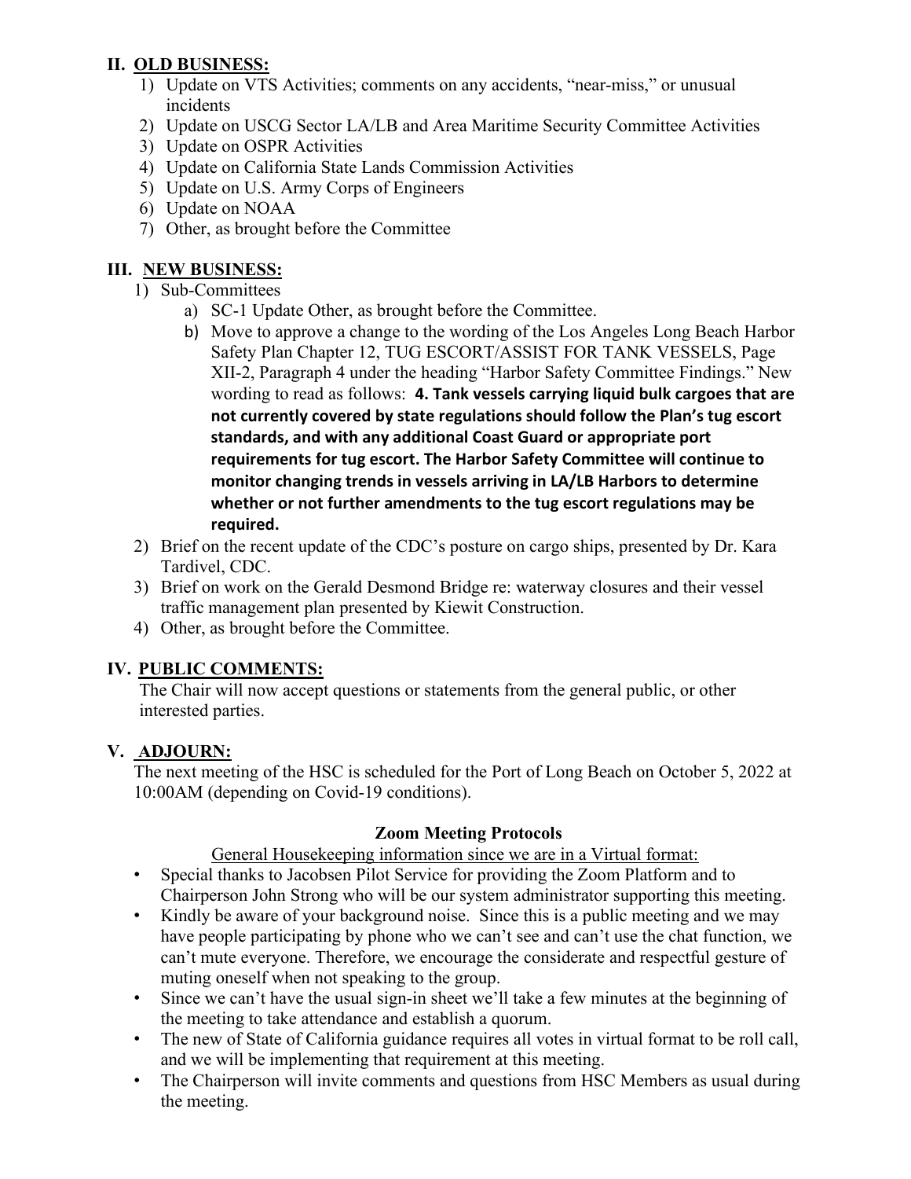## II. OLD BUSINESS:

1) Update on VTS Activities; comments on any accidents, "near-miss," or unusual incidents
2) Update on USCG Sector LA/LB and Area Maritime Security Committee Activities
3) Update on OSPR Activities
4) Update on California State Lands Commission Activities
5) Update on U.S. Army Corps of Engineers
6) Update on NOAA
7) Other, as brought before the Committee

## III. NEW BUSINESS:

1) Sub-Committees
   a) SC-1 Update Other, as brought before the Committee.
   b) Move to approve a change to the wording of the Los Angeles Long Beach Harbor Safety Plan Chapter 12, TUG ESCORT/ASSIST FOR TANK VESSELS, Page XII-2, Paragraph 4 under the heading "Harbor Safety Committee Findings." New wording to read as follows: **4. Tank vessels carrying liquid bulk cargoes that are not currently covered by state regulations should follow the Plan's tug escort standards, and with any additional Coast Guard or appropriate port requirements for tug escort. The Harbor Safety Committee will continue to monitor changing trends in vessels arriving in LA/LB Harbors to determine whether or not further amendments to the tug escort regulations may be required.**
2) Brief on the recent update of the CDC's posture on cargo ships, presented by Dr. Kara Tardivel, CDC.
3) Brief on work on the Gerald Desmond Bridge re: waterway closures and their vessel traffic management plan presented by Kiewit Construction.
4) Other, as brought before the Committee.

## IV. PUBLIC COMMENTS:

The Chair will now accept questions or statements from the general public, or other interested parties.

## V. ADJOURN:

The next meeting of the HSC is scheduled for the Port of Long Beach on October 5, 2022 at 10:00AM (depending on Covid-19 conditions).

### Zoom Meeting Protocols

General Housekeeping information since we are in a Virtual format:

- Special thanks to Jacobsen Pilot Service for providing the Zoom Platform and to Chairperson John Strong who will be our system administrator supporting this meeting.
- Kindly be aware of your background noise. Since this is a public meeting and we may have people participating by phone who we can't see and can't use the chat function, we can't mute everyone. Therefore, we encourage the considerate and respectful gesture of muting oneself when not speaking to the group.
- Since we can't have the usual sign-in sheet we'll take a few minutes at the beginning of the meeting to take attendance and establish a quorum.
- The new of State of California guidance requires all votes in virtual format to be roll call, and we will be implementing that requirement at this meeting.
- The Chairperson will invite comments and questions from HSC Members as usual during the meeting.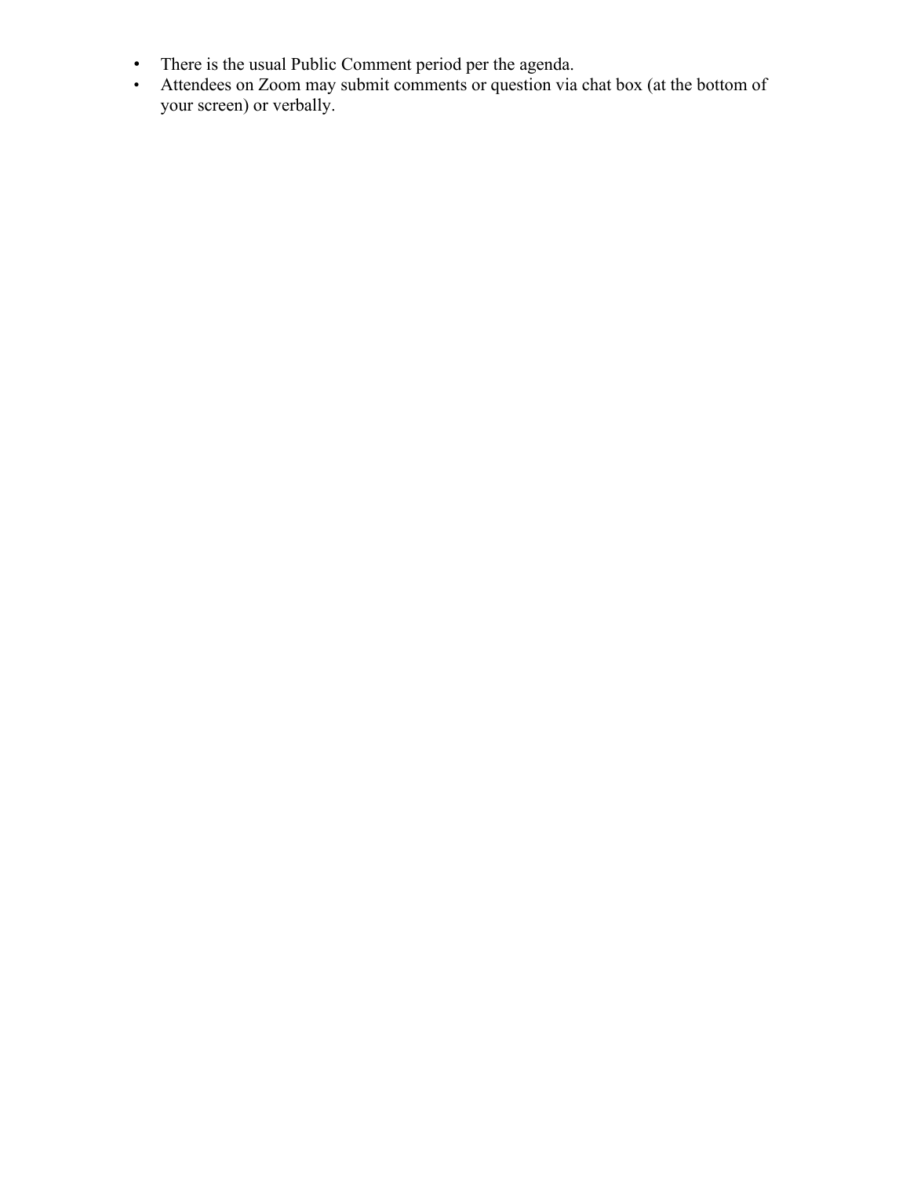- There is the usual Public Comment period per the agenda.
- Attendees on Zoom may submit comments or question via chat box (at the bottom of your screen) or verbally.